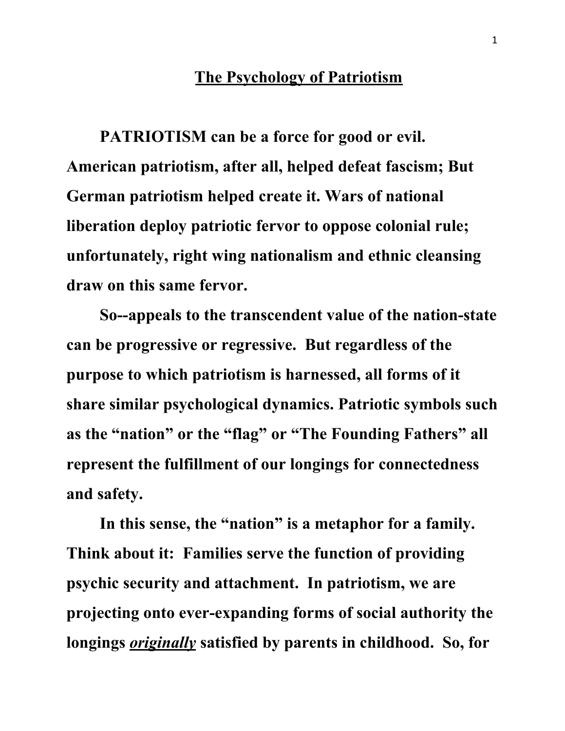# The Psychology of Patriotism

**PATRIOTISM can be a force for good or evil. American patriotism, after all, helped defeat fascism; But German patriotism helped create it. Wars of national liberation deploy patriotic fervor to oppose colonial rule; unfortunately, right wing nationalism and ethnic cleansing draw on this same fervor.**

**So--appeals to the transcendent value of the nation-state can be progressive or regressive. But regardless of the purpose to which patriotism is harnessed, all forms of it share similar psychological dynamics. Patriotic symbols such as the "nation" or the "flag" or "The Founding Fathers" all represent the fulfillment of our longings for connectedness and safety.**

**In this sense, the "nation" is a metaphor for a family. Think about it: Families serve the function of providing psychic security and attachment. In patriotism, we are projecting onto ever-expanding forms of social authority the longings *originally* satisfied by parents in childhood. So, for**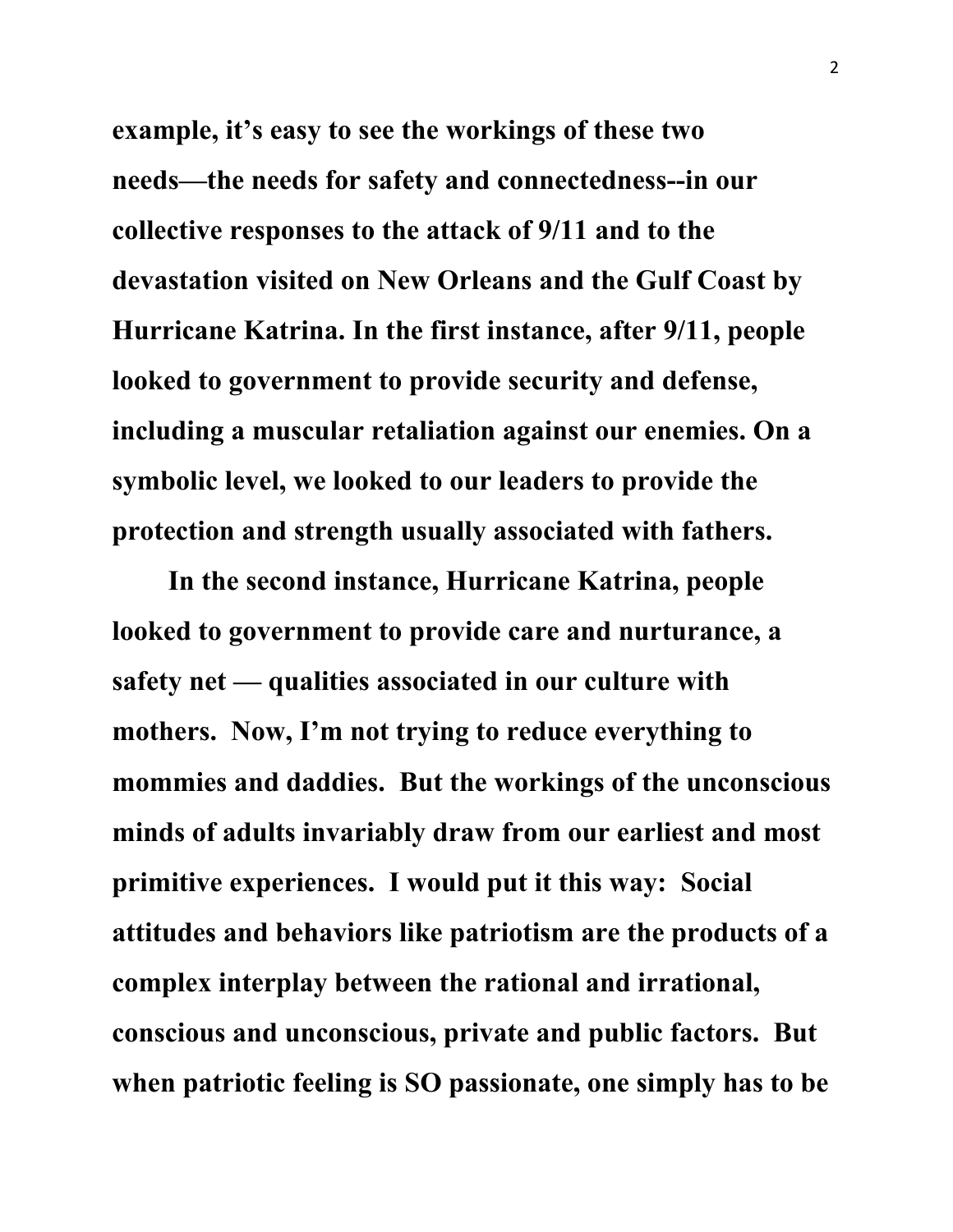**example, it's easy to see the workings of these two needs—the needs for safety and connectedness--in our collective responses to the attack of 9/11 and to the devastation visited on New Orleans and the Gulf Coast by Hurricane Katrina. In the first instance, after 9/11, people looked to government to provide security and defense, including a muscular retaliation against our enemies. On a symbolic level, we looked to our leaders to provide the protection and strength usually associated with fathers.**

**In the second instance, Hurricane Katrina, people looked to government to provide care and nurturance, a safety net — qualities associated in our culture with mothers. Now, I'm not trying to reduce everything to mommies and daddies. But the workings of the unconscious minds of adults invariably draw from our earliest and most primitive experiences. I would put it this way: Social attitudes and behaviors like patriotism are the products of a complex interplay between the rational and irrational, conscious and unconscious, private and public factors. But when patriotic feeling is SO passionate, one simply has to be**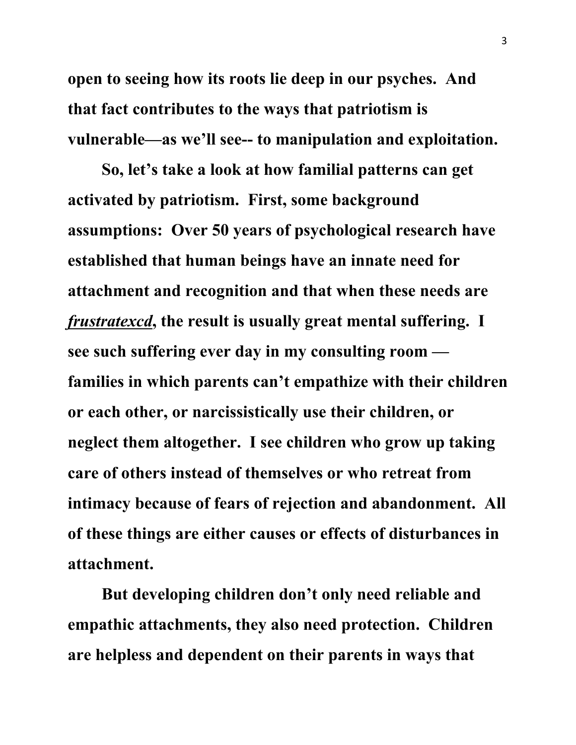**open to seeing how its roots lie deep in our psyches. And that fact contributes to the ways that patriotism is vulnerable—as we'll see-- to manipulation and exploitation.**

**So, let's take a look at how familial patterns can get activated by patriotism. First, some background assumptions: Over 50 years of psychological research have established that human beings have an innate need for attachment and recognition and that when these needs are *frustratexcd*, the result is usually great mental suffering. I see such suffering ever day in my consulting room — families in which parents can't empathize with their children or each other, or narcissistically use their children, or neglect them altogether. I see children who grow up taking care of others instead of themselves or who retreat from intimacy because of fears of rejection and abandonment. All of these things are either causes or effects of disturbances in attachment.**

**But developing children don't only need reliable and empathic attachments, they also need protection. Children are helpless and dependent on their parents in ways that**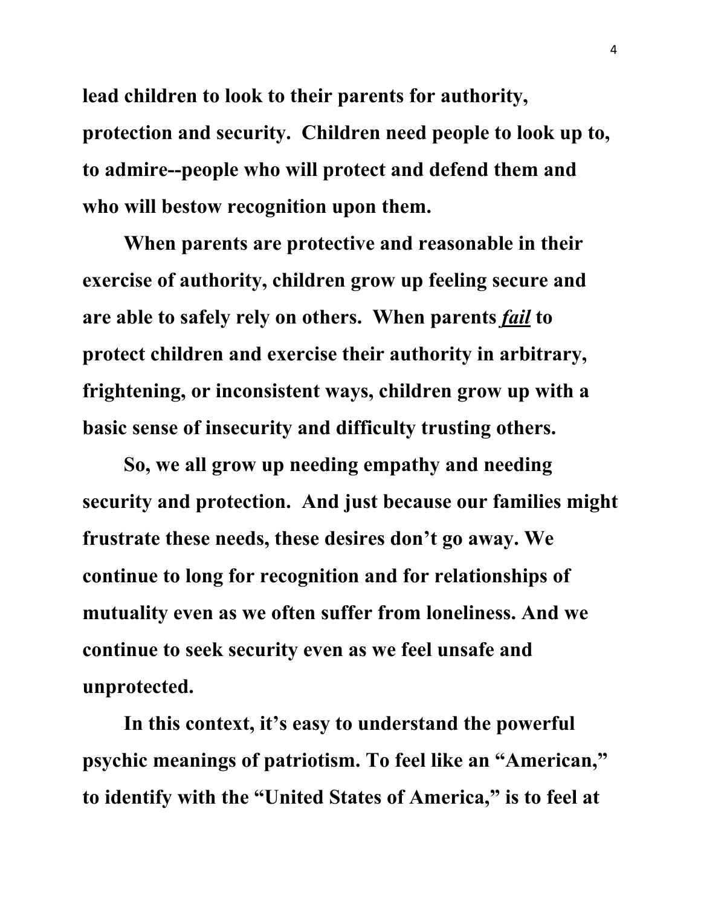**lead children to look to their parents for authority, protection and security. Children need people to look up to, to admire--people who will protect and defend them and who will bestow recognition upon them.**

**When parents are protective and reasonable in their exercise of authority, children grow up feeling secure and are able to safely rely on others. When parents *fail* to protect children and exercise their authority in arbitrary, frightening, or inconsistent ways, children grow up with a basic sense of insecurity and difficulty trusting others.**

**So, we all grow up needing empathy and needing security and protection. And just because our families might frustrate these needs, these desires don't go away. We continue to long for recognition and for relationships of mutuality even as we often suffer from loneliness. And we continue to seek security even as we feel unsafe and unprotected.**

**In this context, it's easy to understand the powerful psychic meanings of patriotism. To feel like an "American," to identify with the "United States of America," is to feel at**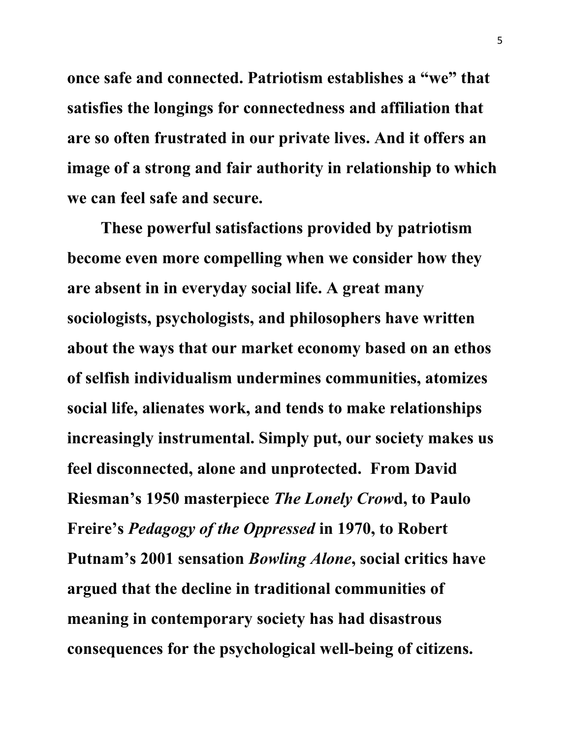**once safe and connected. Patriotism establishes a "we" that satisfies the longings for connectedness and affiliation that are so often frustrated in our private lives. And it offers an image of a strong and fair authority in relationship to which we can feel safe and secure.**

**These powerful satisfactions provided by patriotism become even more compelling when we consider how they are absent in in everyday social life. A great many sociologists, psychologists, and philosophers have written about the ways that our market economy based on an ethos of selfish individualism undermines communities, atomizes social life, alienates work, and tends to make relationships increasingly instrumental. Simply put, our society makes us feel disconnected, alone and unprotected. From David Riesman's 1950 masterpiece *The Lonely Crow*d, to Paulo Freire's *Pedagogy of the Oppressed* in 1970, to Robert Putnam's 2001 sensation *Bowling Alone*, social critics have argued that the decline in traditional communities of meaning in contemporary society has had disastrous consequences for the psychological well-being of citizens.**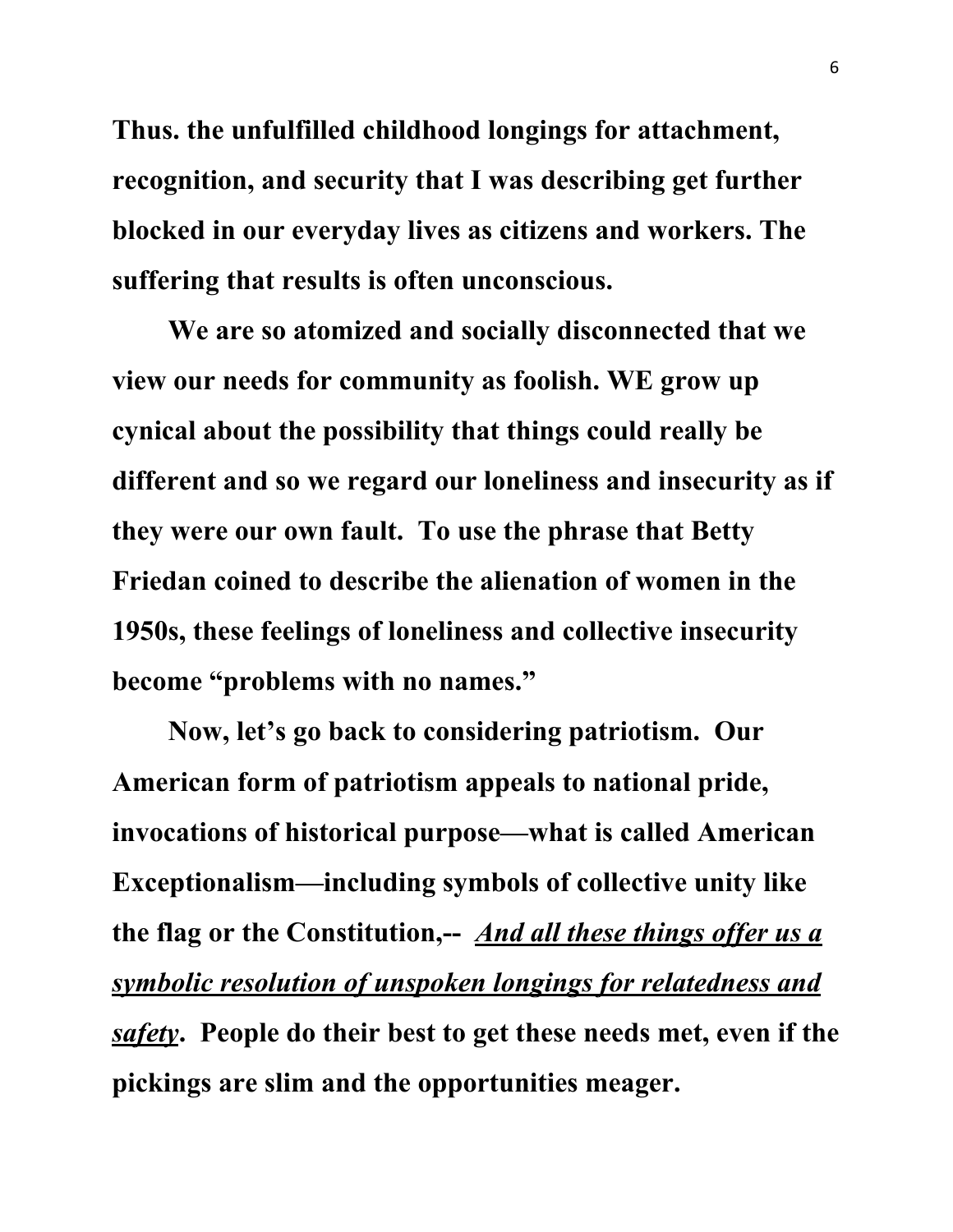**Thus. the unfulfilled childhood longings for attachment, recognition, and security that I was describing get further blocked in our everyday lives as citizens and workers. The suffering that results is often unconscious.**

**We are so atomized and socially disconnected that we view our needs for community as foolish. WE grow up cynical about the possibility that things could really be different and so we regard our loneliness and insecurity as if they were our own fault. To use the phrase that Betty Friedan coined to describe the alienation of women in the 1950s, these feelings of loneliness and collective insecurity become "problems with no names."**

**Now, let's go back to considering patriotism. Our American form of patriotism appeals to national pride, invocations of historical purpose—what is called American Exceptionalism—including symbols of collective unity like the flag or the Constitution,-- <u>*And all these things offer us a symbolic resolution of unspoken longings for relatedness and safety*</u>. People do their best to get these needs met, even if the pickings are slim and the opportunities meager.**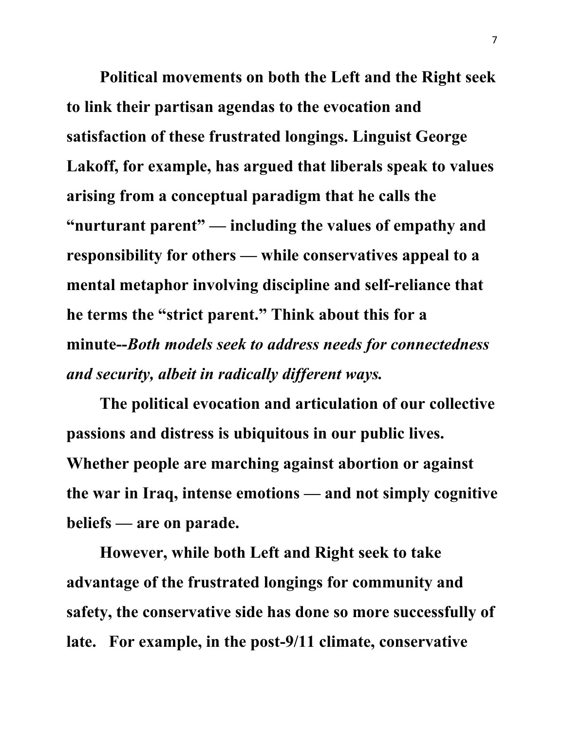**Political movements on both the Left and the Right seek to link their partisan agendas to the evocation and satisfaction of these frustrated longings. Linguist George Lakoff, for example, has argued that liberals speak to values arising from a conceptual paradigm that he calls the "nurturant parent" — including the values of empathy and responsibility for others — while conservatives appeal to a mental metaphor involving discipline and self-reliance that he terms the "strict parent." Think about this for a minute--*Both models seek to address needs for connectedness and security, albeit in radically different ways.***

**The political evocation and articulation of our collective passions and distress is ubiquitous in our public lives. Whether people are marching against abortion or against the war in Iraq, intense emotions — and not simply cognitive beliefs — are on parade.**

**However, while both Left and Right seek to take advantage of the frustrated longings for community and safety, the conservative side has done so more successfully of late. For example, in the post-9/11 climate, conservative**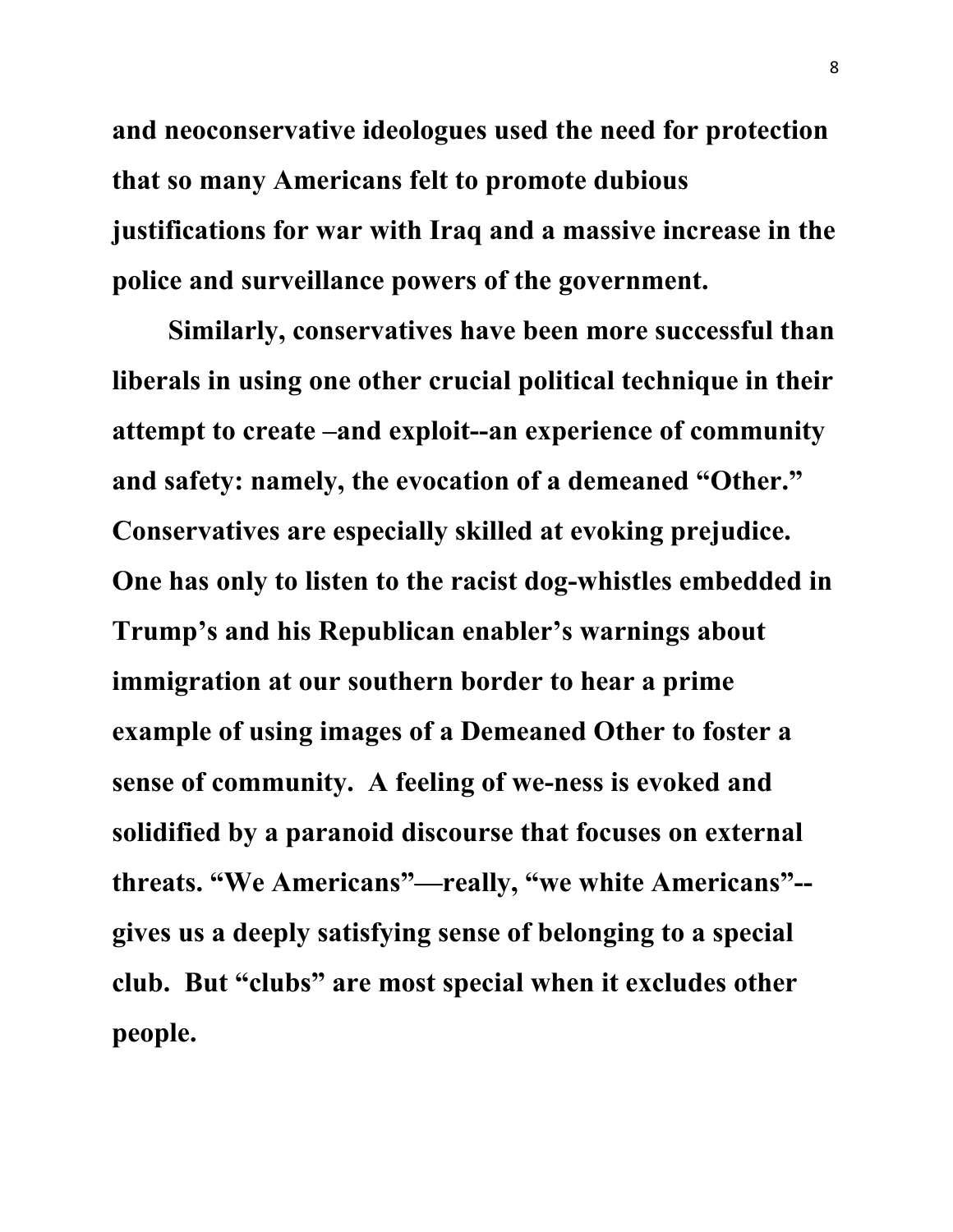**and neoconservative ideologues used the need for protection that so many Americans felt to promote dubious justifications for war with Iraq and a massive increase in the police and surveillance powers of the government.**

**Similarly, conservatives have been more successful than liberals in using one other crucial political technique in their attempt to create –and exploit--an experience of community and safety: namely, the evocation of a demeaned "Other." Conservatives are especially skilled at evoking prejudice. One has only to listen to the racist dog-whistles embedded in Trump's and his Republican enabler's warnings about immigration at our southern border to hear a prime example of using images of a Demeaned Other to foster a sense of community. A feeling of we-ness is evoked and solidified by a paranoid discourse that focuses on external threats. "We Americans"—really, "we white Americans"--gives us a deeply satisfying sense of belonging to a special club. But "clubs" are most special when it excludes other people.**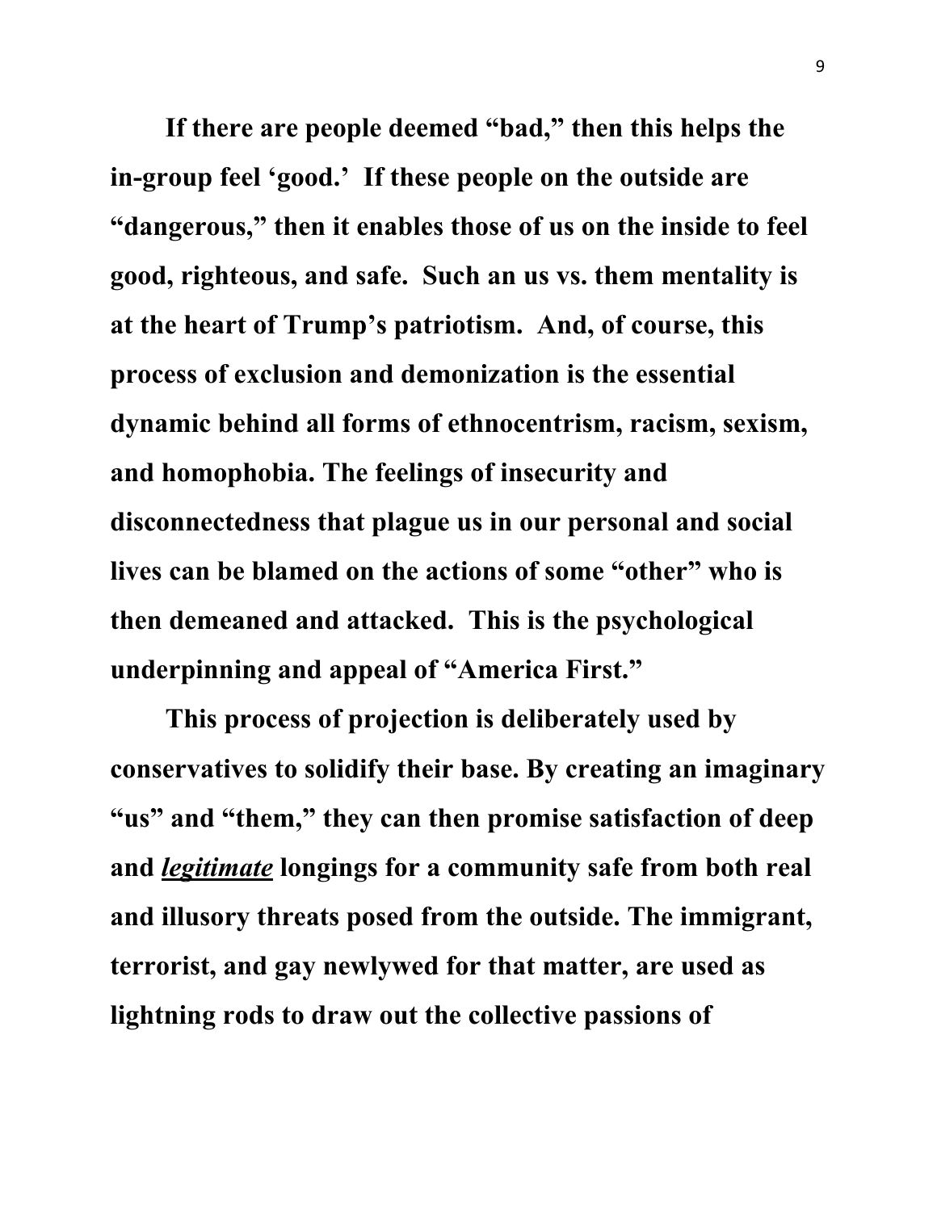**If there are people deemed "bad," then this helps the in-group feel 'good.' If these people on the outside are "dangerous," then it enables those of us on the inside to feel good, righteous, and safe. Such an us vs. them mentality is at the heart of Trump's patriotism. And, of course, this process of exclusion and demonization is the essential dynamic behind all forms of ethnocentrism, racism, sexism, and homophobia. The feelings of insecurity and disconnectedness that plague us in our personal and social lives can be blamed on the actions of some "other" who is then demeaned and attacked. This is the psychological underpinning and appeal of "America First."**

**This process of projection is deliberately used by conservatives to solidify their base. By creating an imaginary "us" and "them," they can then promise satisfaction of deep and <u>*legitimate*</u> longings for a community safe from both real and illusory threats posed from the outside. The immigrant, terrorist, and gay newlywed for that matter, are used as lightning rods to draw out the collective passions of**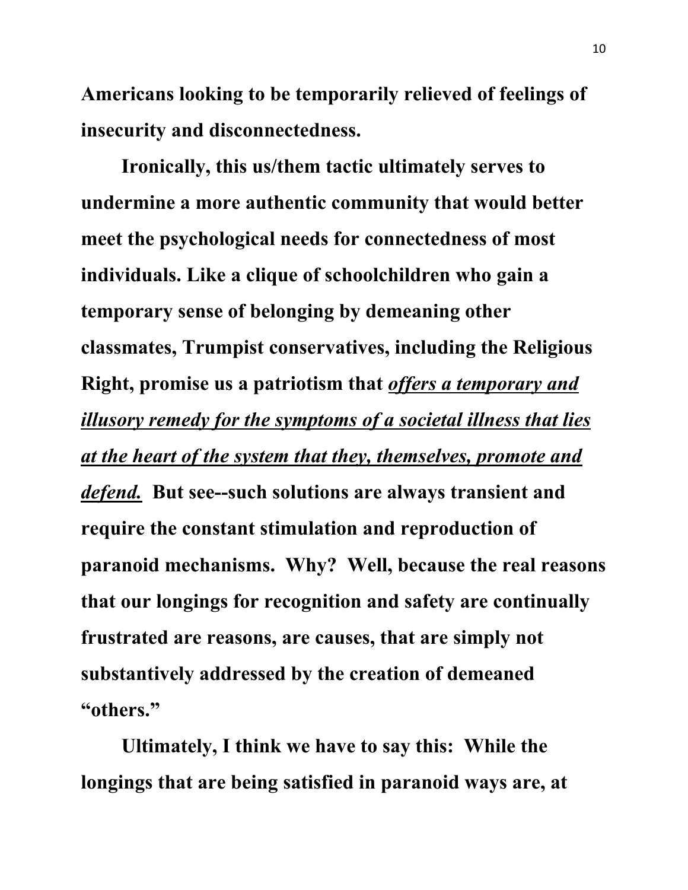**Americans looking to be temporarily relieved of feelings of insecurity and disconnectedness.**

**Ironically, this us/them tactic ultimately serves to undermine a more authentic community that would better meet the psychological needs for connectedness of most individuals. Like a clique of schoolchildren who gain a temporary sense of belonging by demeaning other classmates, Trumpist conservatives, including the Religious Right, promise us a patriotism that <u>*offers a temporary and illusory remedy for the symptoms of a societal illness that lies at the heart of the system that they, themselves, promote and defend.*</u> But see--such solutions are always transient and require the constant stimulation and reproduction of paranoid mechanisms. Why? Well, because the real reasons that our longings for recognition and safety are continually frustrated are reasons, are causes, that are simply not substantively addressed by the creation of demeaned "others."**

**Ultimately, I think we have to say this: While the longings that are being satisfied in paranoid ways are, at**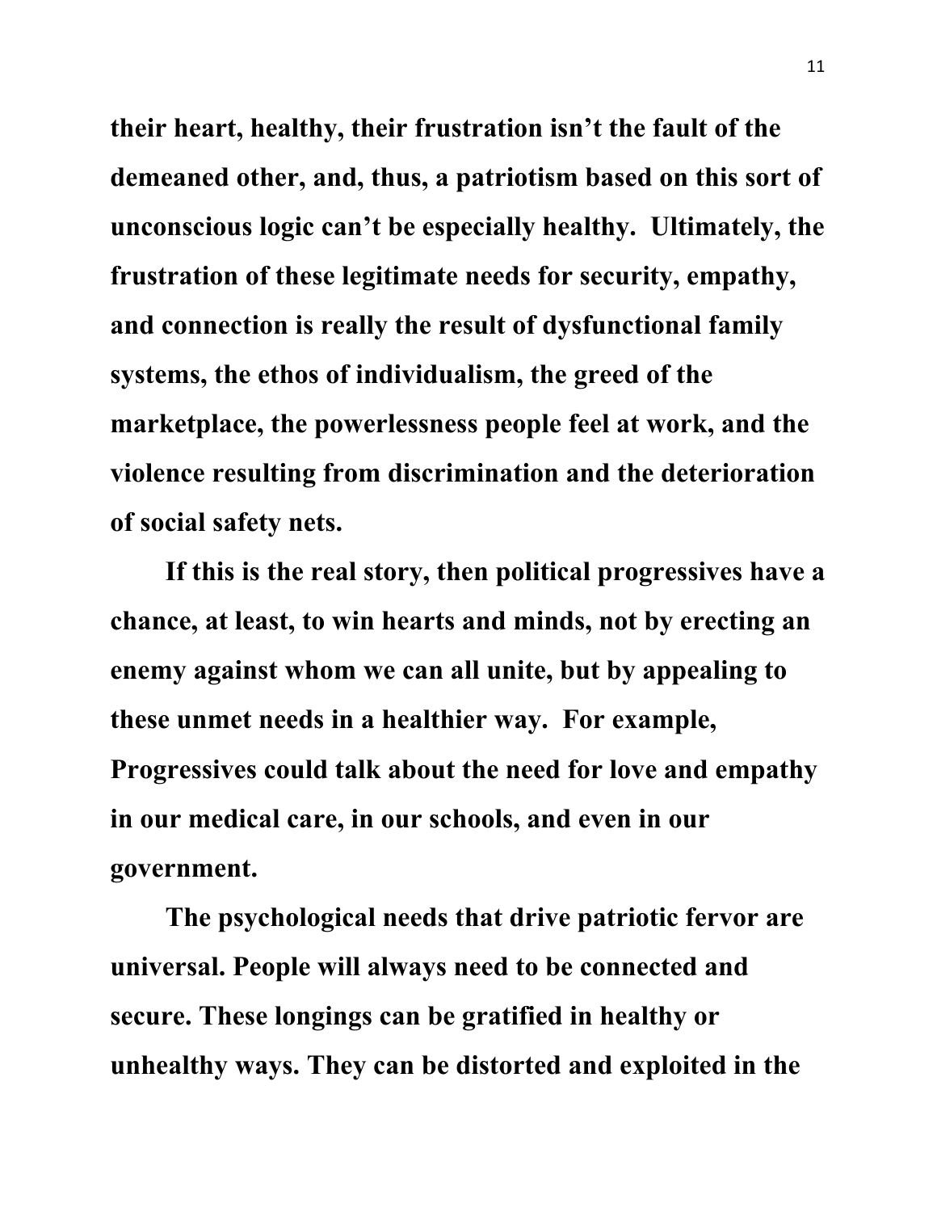their heart, healthy, their frustration isn't the fault of the demeaned other, and, thus, a patriotism based on this sort of unconscious logic can't be especially healthy. Ultimately, the frustration of these legitimate needs for security, empathy, and connection is really the result of dysfunctional family systems, the ethos of individualism, the greed of the marketplace, the powerlessness people feel at work, and the violence resulting from discrimination and the deterioration of social safety nets.

If this is the real story, then political progressives have a chance, at least, to win hearts and minds, not by erecting an enemy against whom we can all unite, but by appealing to these unmet needs in a healthier way. For example, Progressives could talk about the need for love and empathy in our medical care, in our schools, and even in our government.

The psychological needs that drive patriotic fervor are universal. People will always need to be connected and secure. These longings can be gratified in healthy or unhealthy ways. They can be distorted and exploited in the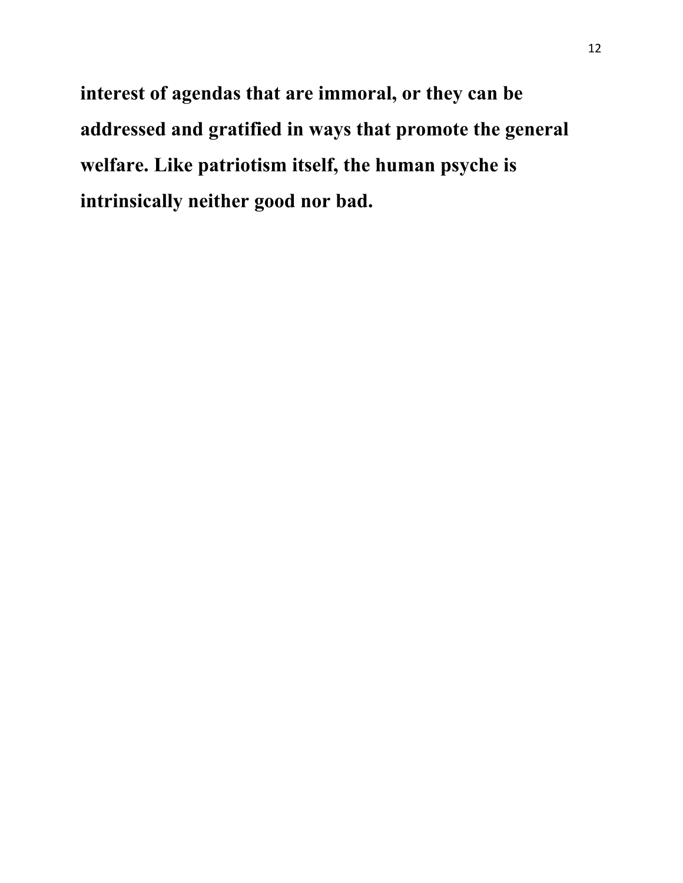**interest of agendas that are immoral, or they can be addressed and gratified in ways that promote the general welfare. Like patriotism itself, the human psyche is intrinsically neither good nor bad.**